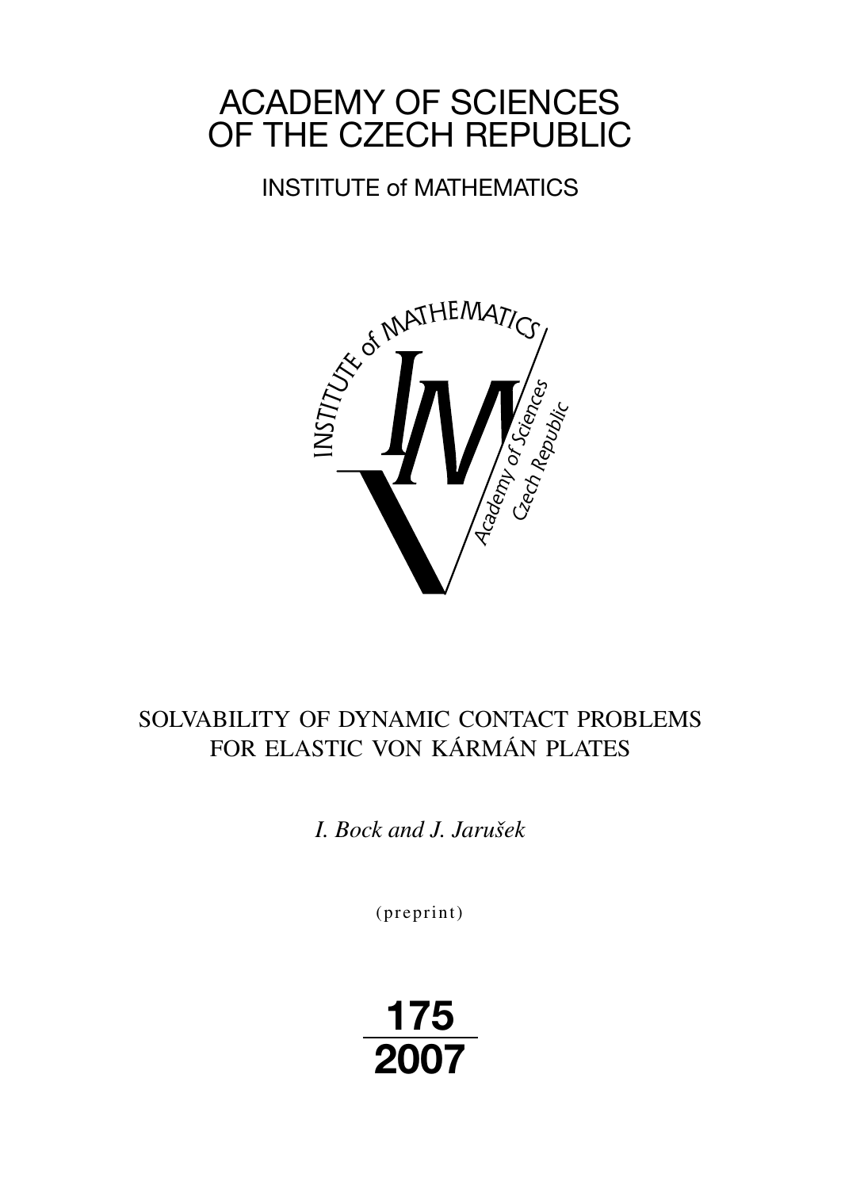# ACADEMY OF SCIENCES OF THE CZECH REPUBLIC

## INSTITUTE of MATHEMATICS

## SOLVABILITY OF DYNAMIC CONTACT PROBLEMS FOR ELASTIC VON KÁRMÁN PLATES

*I. Bock and J. Jarušek*

(preprint)

**175**

**2007**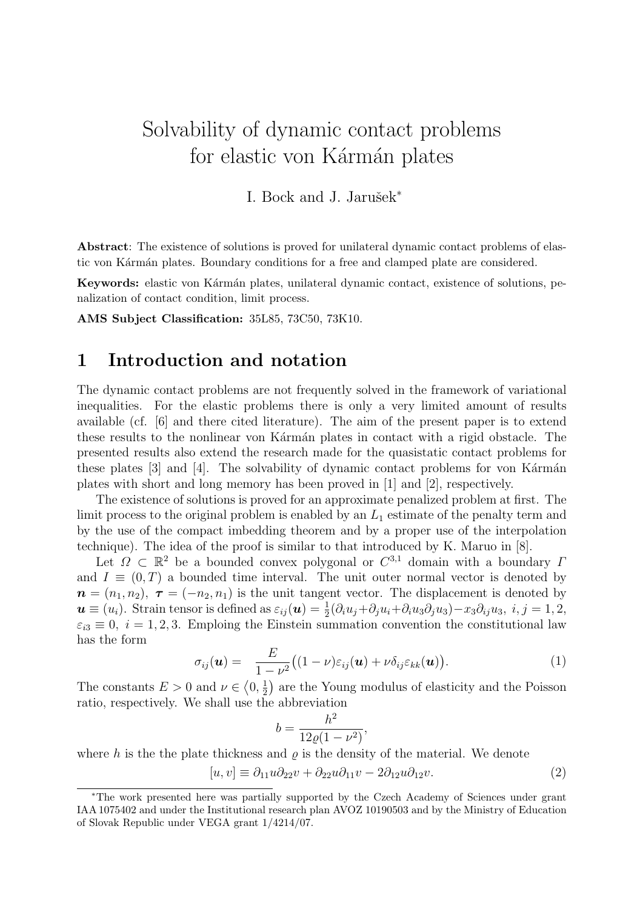# Solvability of dynamic contact problems for elastic von Kármán plates

I. Bock and J. Jarušek*

**Abstract**: The existence of solutions is proved for unilateral dynamic contact problems of elastic von Kármán plates. Boundary conditions for a free and clamped plate are considered.

**Keywords:** elastic von Kármán plates, unilateral dynamic contact, existence of solutions, penalization of contact condition, limit process.

**AMS Subject Classification:** 35L85, 73C50, 73K10.

## 1 Introduction and notation

The dynamic contact problems are not frequently solved in the framework of variational inequalities. For the elastic problems there is only a very limited amount of results available (cf. [6] and there cited literature). The aim of the present paper is to extend these results to the nonlinear von Kármán plates in contact with a rigid obstacle. The presented results also extend the research made for the quasistatic contact problems for these plates [3] and [4]. The solvability of dynamic contact problems for von Kármán plates with short and long memory has been proved in [1] and [2], respectively.

The existence of solutions is proved for an approximate penalized problem at first. The limit process to the original problem is enabled by an $L_1$ estimate of the penalty term and by the use of the compact imbedding theorem and by a proper use of the interpolation technique). The idea of the proof is similar to that introduced by K. Maruo in [8].

Let $\Omega \subset \mathbb{R}^2$ be a bounded convex polygonal or $C^{3,1}$ domain with a boundary $\Gamma$ and $I \equiv (0,T)$ a bounded time interval. The unit outer normal vector is denoted by $\boldsymbol{n} = (n_1, n_2)$, $\boldsymbol{\tau} = (-n_2, n_1)$ is the unit tangent vector. The displacement is denoted by $\boldsymbol{u} \equiv (u_i)$. Strain tensor is defined as $\varepsilon_{ij}(\boldsymbol{u}) = \frac{1}{2}(\partial_i u_j + \partial_j u_i + \partial_i u_3 \partial_j u_3) - x_3 \partial_{ij} u_3,\ i,j = 1,2,$ $\varepsilon_{i3} \equiv 0,\ i = 1,2,3$. Emploing the Einstein summation convention the constitutional law has the form

$$\sigma_{ij}(\boldsymbol{u}) = \frac{E}{1-\nu^2}\big((1-\nu)\varepsilon_{ij}(\boldsymbol{u}) + \nu\delta_{ij}\varepsilon_{kk}(\boldsymbol{u})\big). \tag{1}$$

The constants $E > 0$ and $\nu \in \left\langle 0, \frac{1}{2}\right)$ are the Young modulus of elasticity and the Poisson ratio, respectively. We shall use the abbreviation

$$b = \frac{h^2}{12\varrho(1-\nu^2)},$$

where $h$ is the the plate thickness and $\varrho$ is the density of the material. We denote

$$[u, v] \equiv \partial_{11} u \partial_{22} v + \partial_{22} u \partial_{11} v - 2\partial_{12} u \partial_{12} v. \tag{2}$$

---

*The work presented here was partially supported by the Czech Academy of Sciences under grant IAA 1075402 and under the Institutional research plan AVOZ 10190503 and by the Ministry of Education of Slovak Republic under VEGA grant 1/4214/07.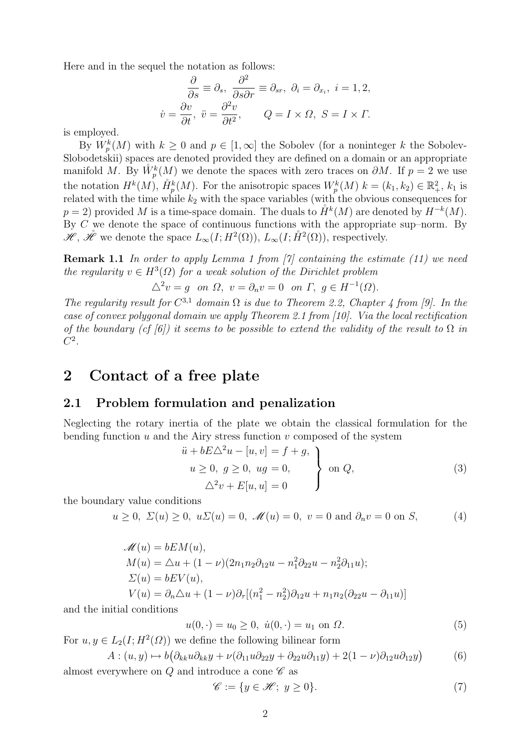Here and in the sequel the notation as follows:

$$\frac{\partial}{\partial s} \equiv \partial_s,\ \frac{\partial^2}{\partial s \partial r} \equiv \partial_{sr},\ \partial_i = \partial_{x_i},\ i = 1, 2,$$

$$\dot{v} = \frac{\partial v}{\partial t},\ \ddot{v} = \frac{\partial^2 v}{\partial t^2}, \qquad Q = I \times \Omega,\ S = I \times \Gamma.$$

is employed.

By $W_p^k(M)$ with $k \geq 0$ and $p \in [1, \infty]$ the Sobolev (for a noninteger $k$ the Sobolev-Slobodetskii) spaces are denoted provided they are defined on a domain or an appropriate manifold $M$. By $\mathring{W}_p^k(M)$ we denote the spaces with zero traces on $\partial M$. If $p = 2$ we use the notation $H^k(M)$, $\mathring{H}_p^k(M)$. For the anisotropic spaces $W_p^k(M)$ $k = (k_1, k_2) \in \mathbb{R}_+^2$, $k_1$ is related with the time while $k_2$ with the space variables (with the obvious consequences for $p = 2$) provided $M$ is a time-space domain. The duals to $\mathring{H}^k(M)$ are denoted by $H^{-k}(M)$. By $C$ we denote the space of continuous functions with the appropriate sup–norm. By $\mathscr{H}$, $\mathring{\mathscr{H}}$ we denote the space $L_\infty(I; H^2(\Omega))$, $L_\infty(I; \mathring{H}^2(\Omega))$, respectively.

**Remark 1.1** *In order to apply Lemma 1 from [7] containing the estimate (11) we need the regularity $v \in H^3(\Omega)$ for a weak solution of the Dirichlet problem*

$$\triangle^2 v = g \quad on\ \Omega,\ v = \partial_n v = 0 \quad on\ \Gamma,\ g \in H^{-1}(\Omega).$$

*The regularity result for $C^{3,1}$ domain $\Omega$ is due to Theorem 2.2, Chapter 4 from [9]. In the case of convex polygonal domain we apply Theorem 2.1 from [10]. Via the local rectification of the boundary (cf [6]) it seems to be possible to extend the validity of the result to $\Omega$ in $C^2$.*

# 2 Contact of a free plate

## 2.1 Problem formulation and penalization

Neglecting the rotary inertia of the plate we obtain the classical formulation for the bending function $u$ and the Airy stress function $v$ composed of the system

$$\left.\begin{aligned} \ddot{u} + bE\triangle^2 u - [u, v] = f + g, \\ u \geq 0,\ g \geq 0,\ ug = 0, \\ \triangle^2 v + E[u, u] = 0 \end{aligned}\right\} \text{ on } Q, \tag{3}$$

the boundary value conditions

$$u \geq 0,\ \Sigma(u) \geq 0,\ u\Sigma(u) = 0,\ \mathscr{M}(u) = 0,\ v = 0 \text{ and } \partial_n v = 0 \text{ on } S, \tag{4}$$

$$\begin{aligned}
&\mathscr{M}(u) = bEM(u), \\
&M(u) = \triangle u + (1 - \nu)(2n_1 n_2 \partial_{12} u - n_1^2 \partial_{22} u - n_2^2 \partial_{11} u); \\
&\Sigma(u) = bEV(u), \\
&V(u) = \partial_n \triangle u + (1 - \nu)\partial_\tau[(n_1^2 - n_2^2)\partial_{12} u + n_1 n_2(\partial_{22} u - \partial_{11} u)]
\end{aligned}$$

and the initial conditions

$$u(0, \cdot) = u_0 \geq 0,\ \dot{u}(0, \cdot) = u_1 \text{ on } \Omega. \tag{5}$$

For $u, y \in L_2(I; H^2(\Omega))$ we define the following bilinear form

$$A : (u, y) \mapsto b\big(\partial_{kk} u \partial_{kk} y + \nu(\partial_{11} u \partial_{22} y + \partial_{22} u \partial_{11} y) + 2(1 - \nu)\partial_{12} u \partial_{12} y\big) \tag{6}$$

almost everywhere on $Q$ and introduce a cone $\mathscr{C}$ as

$$\mathscr{C} := \{y \in \mathscr{H};\ y \geq 0\}. \tag{7}$$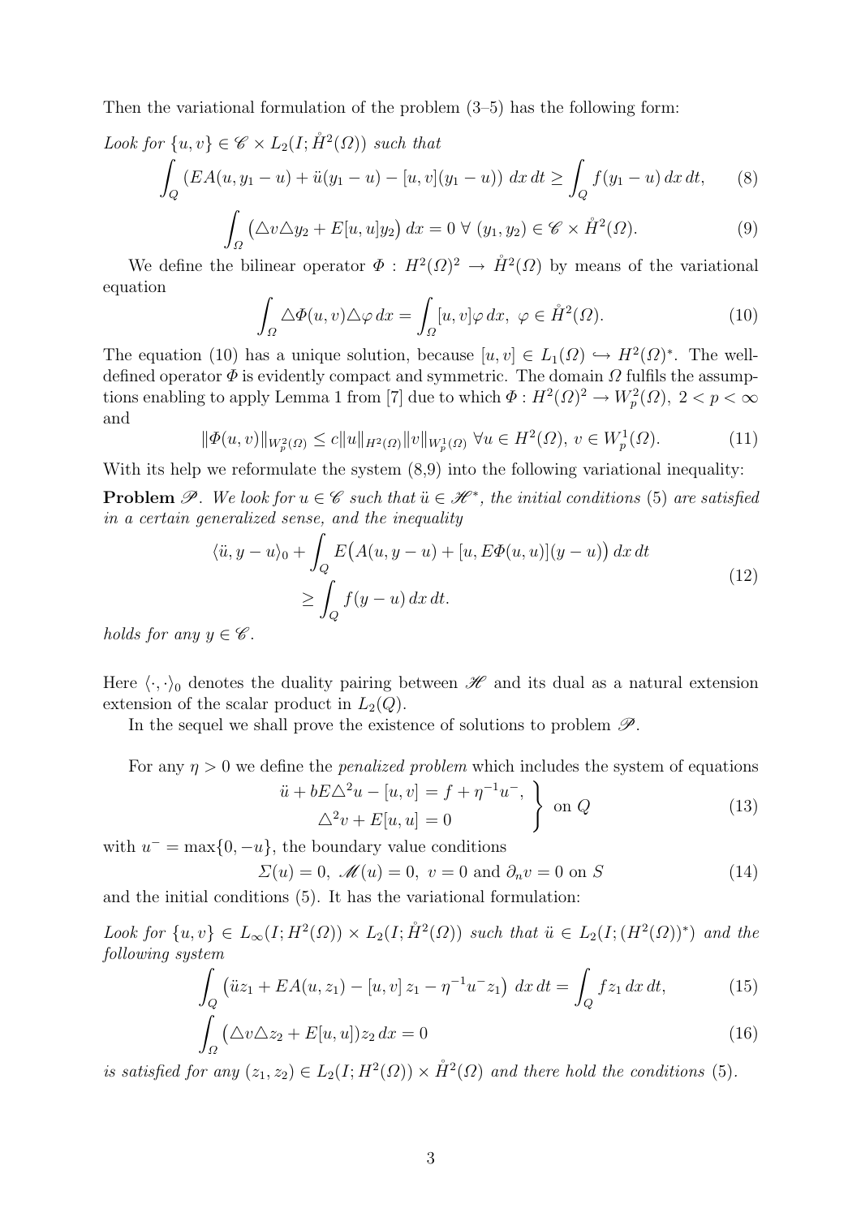Then the variational formulation of the problem (3–5) has the following form:

*Look for* $\{u, v\} \in \mathscr{C} \times L_2(I; \mathring{H}^2(\Omega))$ *such that*

$$\int_Q \left( EA(u, y_1 - u) + \ddot{u}(y_1 - u) - [u, v](y_1 - u) \right) dx\, dt \geq \int_Q f(y_1 - u)\, dx\, dt, \tag{8}$$

$$\int_\Omega \left( \triangle v \triangle y_2 + E[u, u] y_2 \right) dx = 0 \ \forall\ (y_1, y_2) \in \mathscr{C} \times \mathring{H}^2(\Omega). \tag{9}$$

We define the bilinear operator $\Phi : H^2(\Omega)^2 \to \mathring{H}^2(\Omega)$ by means of the variational equation

$$\int_\Omega \triangle \Phi(u, v) \triangle \varphi\, dx = \int_\Omega [u, v] \varphi\, dx,\ \varphi \in \mathring{H}^2(\Omega). \tag{10}$$

The equation (10) has a unique solution, because $[u, v] \in L_1(\Omega) \hookrightarrow H^2(\Omega)^*$. The well-defined operator $\Phi$ is evidently compact and symmetric. The domain $\Omega$ fulfils the assumptions enabling to apply Lemma 1 from [7] due to which $\Phi : H^2(\Omega)^2 \to W_p^2(\Omega),\ 2 < p < \infty$ and

$$\|\Phi(u, v)\|_{W_p^2(\Omega)} \leq c \|u\|_{H^2(\Omega)} \|v\|_{W_p^1(\Omega)}\ \forall u \in H^2(\Omega),\ v \in W_p^1(\Omega). \tag{11}$$

With its help we reformulate the system (8,9) into the following variational inequality:

**Problem** $\mathscr{P}$. *We look for* $u \in \mathscr{C}$ *such that* $\ddot{u} \in \mathscr{H}^*$*, the initial conditions* (5) *are satisfied in a certain generalized sense, and the inequality*

$$\begin{aligned} \langle \ddot{u}, y - u \rangle_0 + \int_Q E\big( A(u, y - u) + [u, E\Phi(u, u)](y - u) \big)\, dx\, dt \\ \geq \int_Q f(y - u)\, dx\, dt. \end{aligned} \tag{12}$$

*holds for any* $y \in \mathscr{C}$.

Here $\langle \cdot, \cdot \rangle_0$ denotes the duality pairing between $\mathscr{H}$ and its dual as a natural extension extension of the scalar product in $L_2(Q)$.

In the sequel we shall prove the existence of solutions to problem $\mathscr{P}$.

For any $\eta > 0$ we define the *penalized problem* which includes the system of equations

$$\left. \begin{aligned} \ddot{u} + bE\triangle^2 u - [u, v] &= f + \eta^{-1} u^-, \\ \triangle^2 v + E[u, u] &= 0 \end{aligned} \right\} \text{ on } Q \tag{13}$$

with $u^- = \max\{0, -u\}$, the boundary value conditions

$$\Sigma(u) = 0,\ \mathscr{M}(u) = 0,\ v = 0 \text{ and } \partial_n v = 0 \text{ on } S \tag{14}$$

and the initial conditions (5). It has the variational formulation:

*Look for* $\{u, v\} \in L_\infty(I; H^2(\Omega)) \times L_2(I; \mathring{H}^2(\Omega))$ *such that* $\ddot{u} \in L_2(I; (H^2(\Omega))^*)$ *and the following system*

$$\int_Q \left( \ddot{u} z_1 + EA(u, z_1) - [u, v]\, z_1 - \eta^{-1} u^- z_1 \right) dx\, dt = \int_Q f z_1\, dx\, dt, \tag{15}$$

$$\int_\Omega \left( \triangle v \triangle z_2 + E[u, u] \right) z_2\, dx = 0 \tag{16}$$

*is satisfied for any* $(z_1, z_2) \in L_2(I; H^2(\Omega)) \times \mathring{H}^2(\Omega)$ *and there hold the conditions* (5).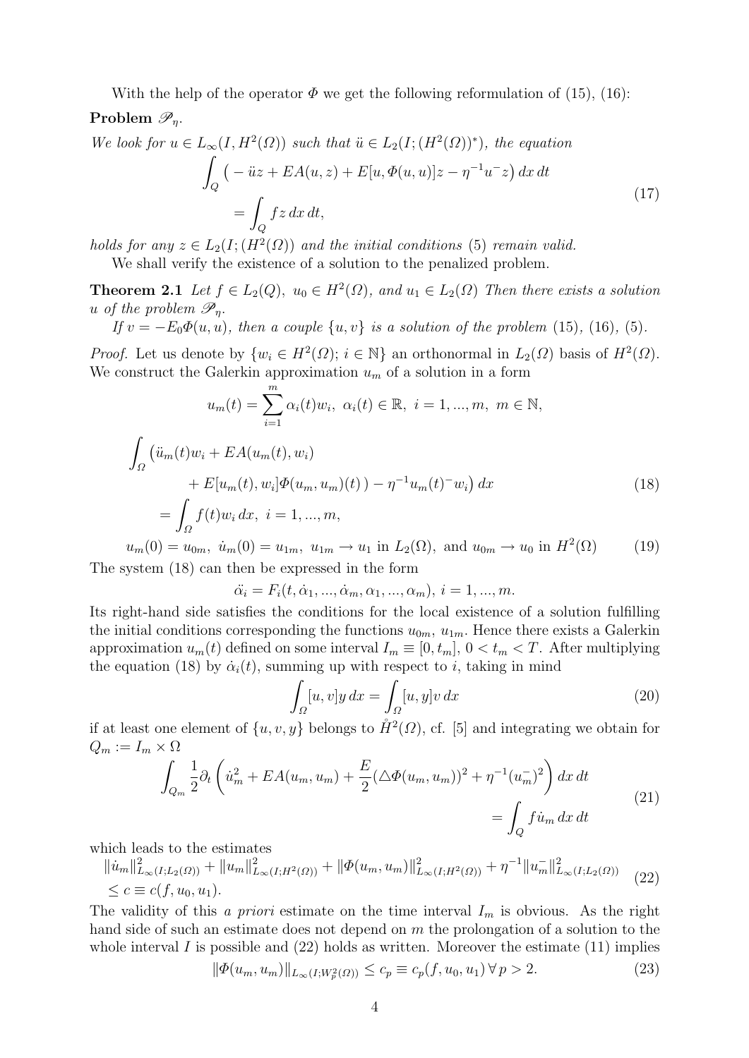With the help of the operator $\Phi$ we get the following reformulation of (15), (16):

**Problem $\mathscr{P}_\eta$.**

*We look for $u \in L_\infty(I, H^2(\Omega))$ such that $\ddot{u} \in L_2(I; (H^2(\Omega))^*)$, the equation*

$$
\begin{aligned}
\int_Q \big( -\ddot{u}z + EA(u,z) + E[u, \Phi(u,u)]z - \eta^{-1}u^- z\big)\,dx\,dt \\
= \int_Q fz\,dx\,dt,
\end{aligned}
\tag{17}
$$

*holds for any $z \in L_2(I; (H^2(\Omega))$ and the initial conditions (5) remain valid.*

We shall verify the existence of a solution to the penalized problem.

**Theorem 2.1** *Let $f \in L_2(Q)$, $u_0 \in H^2(\Omega)$, and $u_1 \in L_2(\Omega)$ Then there exists a solution $u$ of the problem $\mathscr{P}_\eta$.*

*If $v = -E_0\Phi(u,u)$, then a couple $\{u, v\}$ is a solution of the problem (15), (16), (5).*

*Proof.* Let us denote by $\{w_i \in H^2(\Omega);\, i \in \mathbb{N}\}$ an orthonormal in $L_2(\Omega)$ basis of $H^2(\Omega)$. We construct the Galerkin approximation $u_m$ of a solution in a form

$$
u_m(t) = \sum_{i=1}^m \alpha_i(t) w_i,\ \alpha_i(t) \in \mathbb{R},\ i = 1, ..., m,\ m \in \mathbb{N},
$$

$$
\begin{aligned}
\int_\Omega \big(\ddot{u}_m(t) w_i &+ EA(u_m(t), w_i) \\
&+ E[u_m(t), w_i]\Phi(u_m, u_m)(t)\,) - \eta^{-1}u_m(t)^- w_i\big)\,dx \\
= \int_\Omega & f(t) w_i\,dx,\ i = 1, ..., m,
\end{aligned}
\tag{18}
$$

$$
u_m(0) = u_{0m},\ \dot{u}_m(0) = u_{1m},\ u_{1m} \to u_1 \text{ in } L_2(\Omega), \text{ and } u_{0m} \to u_0 \text{ in } H^2(\Omega) \tag{19}
$$

The system (18) can then be expressed in the form

$$
\ddot{\alpha_i} = F_i(t, \dot{\alpha}_1, ..., \dot{\alpha}_m, \alpha_1, ..., \alpha_m),\ i = 1, ..., m.
$$

Its right-hand side satisfies the conditions for the local existence of a solution fulfilling the initial conditions corresponding the functions $u_{0m}$, $u_{1m}$. Hence there exists a Galerkin approximation $u_m(t)$ defined on some interval $I_m \equiv [0, t_m]$, $0 < t_m < T$. After multiplying the equation (18) by $\dot{\alpha}_i(t)$, summing up with respect to $i$, taking in mind

$$
\int_\Omega [u, v] y\,dx = \int_\Omega [u, y] v\,dx \tag{20}
$$

if at least one element of $\{u, v, y\}$ belongs to $\mathring{H}^2(\Omega)$, cf. [5] and integrating we obtain for $Q_m := I_m \times \Omega$

$$
\begin{aligned}
\int_{Q_m} \frac{1}{2}\partial_t \left( \dot{u}_m^2 + EA(u_m, u_m) + \frac{E}{2}(\triangle\Phi(u_m, u_m))^2 + \eta^{-1}(u_m^-)^2 \right) dx\,dt \\
= \int_Q f\dot{u}_m\,dx\,dt
\end{aligned}
\tag{21}
$$

which leads to the estimates

$$
\begin{aligned}
&\|\dot{u}_m\|^2_{L_\infty(I;L_2(\Omega))} + \|u_m\|^2_{L_\infty(I;H^2(\Omega))} + \|\Phi(u_m, u_m)\|^2_{L_\infty(I;H^2(\Omega))} + \eta^{-1}\|u_m^-\|^2_{L_\infty(I;L_2(\Omega))} \\
&\le c \equiv c(f, u_0, u_1).
\end{aligned}
\tag{22}
$$

The validity of this *a priori* estimate on the time interval $I_m$ is obvious. As the right hand side of such an estimate does not depend on $m$ the prolongation of a solution to the whole interval $I$ is possible and (22) holds as written. Moreover the estimate (11) implies

$$
\|\Phi(u_m, u_m)\|_{L_\infty(I;W_p^2(\Omega))} \le c_p \equiv c_p(f, u_0, u_1)\ \forall\, p > 2. \tag{23}
$$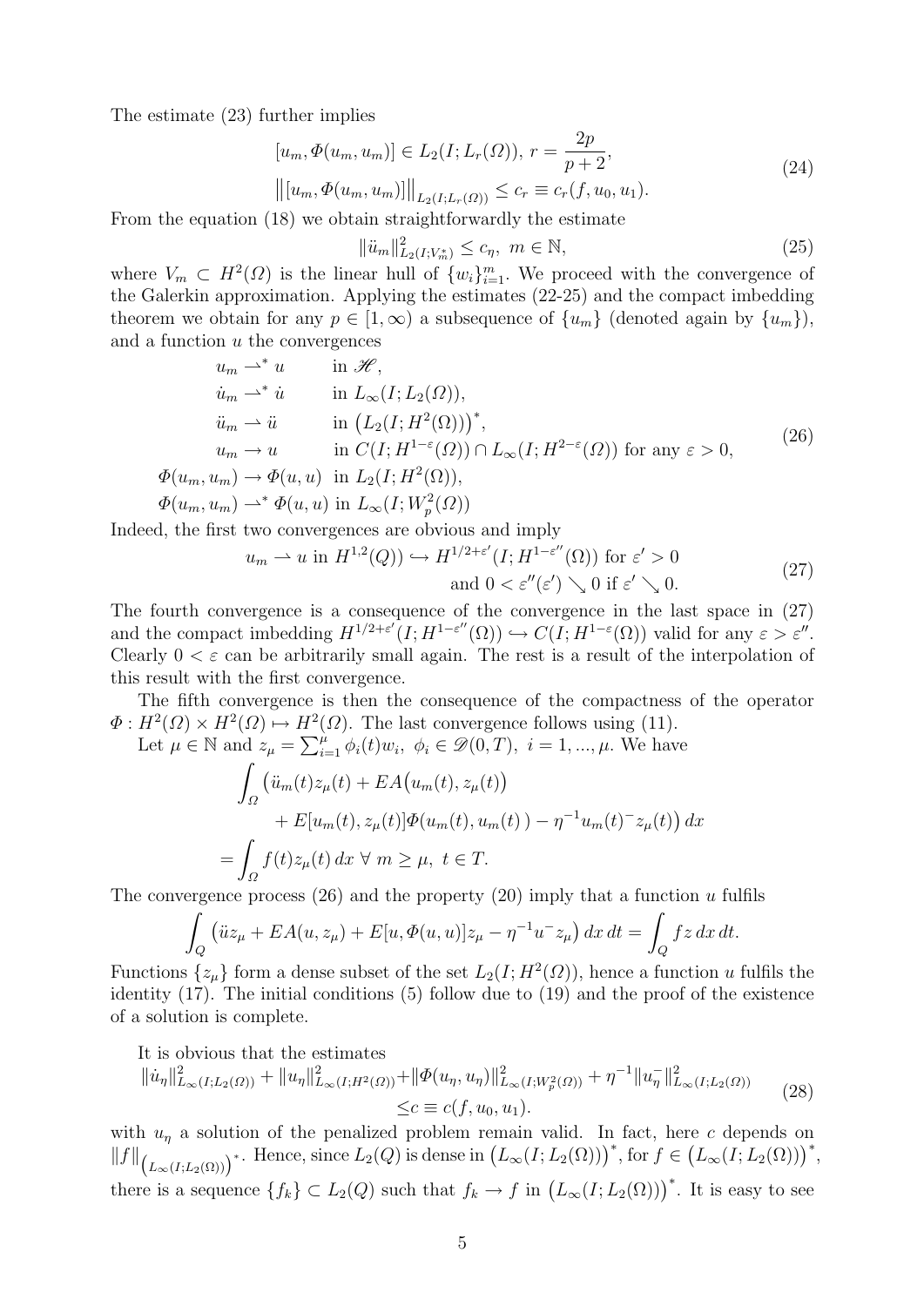The estimate (23) further implies

$$
\begin{aligned}
&[u_m, \Phi(u_m,u_m)] \in L_2(I;L_r(\Omega)),\ r=\frac{2p}{p+2},\\
&\big\|[u_m,\Phi(u_m,u_m)]\big\|_{L_2(I;L_r(\Omega))} \le c_r \equiv c_r(f,u_0,u_1).
\end{aligned}
\tag{24}
$$

From the equation (18) we obtain straightforwardly the estimate

$$
\|\ddot{u}_m\|^2_{L_2(I;V_m^*)} \le c_\eta,\ m\in\mathbb{N},
\tag{25}
$$

where $V_m \subset H^2(\Omega)$ is the linear hull of $\{w_i\}_{i=1}^m$. We proceed with the convergence of the Galerkin approximation. Applying the estimates (22-25) and the compact imbedding theorem we obtain for any $p\in[1,\infty)$ a subsequence of $\{u_m\}$ (denoted again by $\{u_m\}$), and a function $u$ the convergences

$$
\begin{aligned}
u_m &\rightharpoonup^* u && \text{in } \mathscr{H},\\
\dot{u}_m &\rightharpoonup^* \dot{u} && \text{in } L_\infty(I;L_2(\Omega)),\\
\ddot{u}_m &\rightharpoonup \ddot{u} && \text{in } \big(L_2(I;H^2(\Omega))\big)^*,\\
u_m &\to u && \text{in } C(I;H^{1-\varepsilon}(\Omega))\cap L_\infty(I;H^{2-\varepsilon}(\Omega)) \text{ for any } \varepsilon>0,\\
\Phi(u_m,u_m) &\to \Phi(u,u) && \text{in } L_2(I;H^2(\Omega)),\\
\Phi(u_m,u_m) &\rightharpoonup^* \Phi(u,u) && \text{in } L_\infty(I;W_p^2(\Omega))
\end{aligned}
\tag{26}
$$

Indeed, the first two convergences are obvious and imply

$$
\begin{aligned}
u_m \rightharpoonup u \text{ in } H^{1,2}(Q)) \hookrightarrow H^{1/2+\varepsilon'}(I;H^{1-\varepsilon''}(\Omega)) \text{ for } \varepsilon'>0\\
\text{and } 0<\varepsilon''(\varepsilon')\searrow 0 \text{ if } \varepsilon'\searrow 0.
\end{aligned}
\tag{27}
$$

The fourth convergence is a consequence of the convergence in the last space in (27) and the compact imbedding $H^{1/2+\varepsilon'}(I;H^{1-\varepsilon''}(\Omega))\hookrightarrow C(I;H^{1-\varepsilon}(\Omega))$ valid for any $\varepsilon>\varepsilon''$. Clearly $0<\varepsilon$ can be arbitrarily small again. The rest is a result of the interpolation of this result with the first convergence.

The fifth convergence is then the consequence of the compactness of the operator $\Phi: H^2(\Omega)\times H^2(\Omega)\mapsto H^2(\Omega)$. The last convergence follows using (11).

Let $\mu\in\mathbb{N}$ and $z_\mu=\sum_{i=1}^{\mu}\phi_i(t)w_i,\ \phi_i\in\mathscr{D}(0,T),\ i=1,...,\mu$. We have

$$
\begin{aligned}
&\int_\Omega \big(\ddot{u}_m(t)z_\mu(t) + EA\big(u_m(t),z_\mu(t)\big)\\
&\qquad + E[u_m(t),z_\mu(t)]\Phi(u_m(t),u_m(t)\,) - \eta^{-1}u_m(t)^- z_\mu(t)\big)\,dx\\
&= \int_\Omega f(t)z_\mu(t)\,dx\ \forall\ m\ge\mu,\ t\in T.
\end{aligned}
$$

The convergence process (26) and the property (20) imply that a function $u$ fulfils

$$
\int_Q \big(\ddot{u}z_\mu + EA(u,z_\mu) + E[u,\Phi(u,u)]z_\mu - \eta^{-1}u^- z_\mu\big)\,dx\,dt = \int_Q fz\,dx\,dt.
$$

Functions $\{z_\mu\}$ form a dense subset of the set $L_2(I;H^2(\Omega))$, hence a function $u$ fulfils the identity (17). The initial conditions (5) follow due to (19) and the proof of the existence of a solution is complete.

It is obvious that the estimates

$$
\begin{aligned}
\|\dot{u}_\eta\|^2_{L_\infty(I;L_2(\Omega))} + \|u_\eta\|^2_{L_\infty(I;H^2(\Omega))} + \|\Phi(u_\eta,u_\eta)\|^2_{L_\infty(I;W_p^2(\Omega))} + \eta^{-1}\|u_\eta^-\|^2_{L_\infty(I;L_2(\Omega))}\\
\le c\equiv c(f,u_0,u_1).
\end{aligned}
\tag{28}
$$

with $u_\eta$ a solution of the penalized problem remain valid. In fact, here $c$ depends on $\|f\|_{\left(L_\infty(I;L_2(\Omega))\right)^*}$. Hence, since $L_2(Q)$ is dense in $\big(L_\infty(I;L_2(\Omega))\big)^*$, for $f\in\big(L_\infty(I;L_2(\Omega))\big)^*$, there is a sequence $\{f_k\}\subset L_2(Q)$ such that $f_k\to f$ in $\big(L_\infty(I;L_2(\Omega))\big)^*$. It is easy to see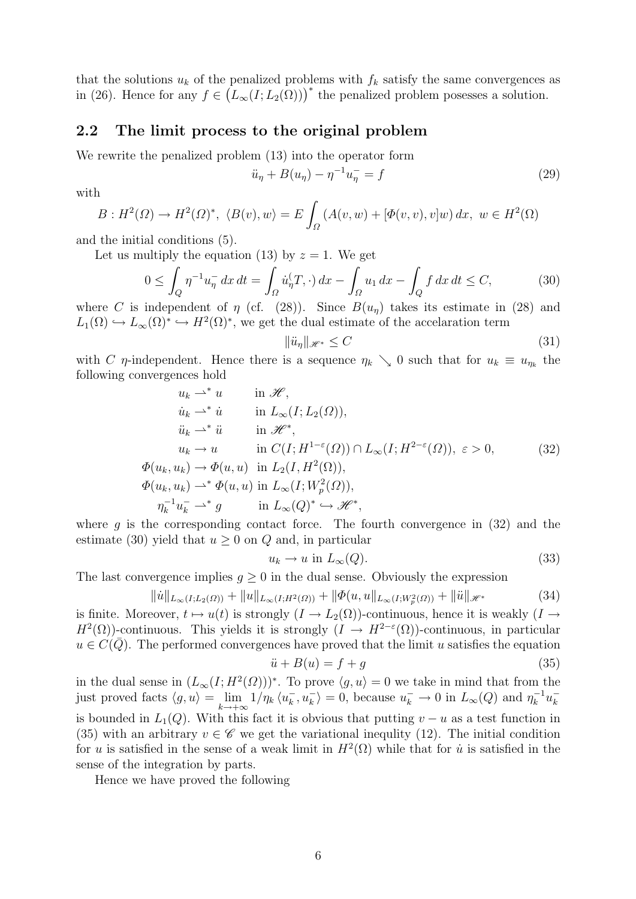that the solutions $u_k$ of the penalized problems with $f_k$ satisfy the same convergences as in (26). Hence for any $f \in \big(L_\infty(I;L_2(\Omega))\big)^*$ the penalized problem posesses a solution.

## 2.2 The limit process to the original problem

We rewrite the penalized problem (13) into the operator form

$$\ddot{u}_\eta + B(u_\eta) - \eta^{-1} u_\eta^- = f \tag{29}$$

with

$$B : H^2(\Omega) \to H^2(\Omega)^*,\ \langle B(v), w\rangle = E\int_\Omega (A(v,w) + [\Phi(v,v),v]w)\,dx,\ w \in H^2(\Omega)$$

and the initial conditions (5).

Let us multiply the equation (13) by $z = 1$. We get

$$0 \le \int_Q \eta^{-1} u_\eta^-\,dx\,dt = \int_\Omega \dot{u}_\eta^(T,\cdot)\,dx - \int_\Omega u_1\,dx - \int_Q f\,dx\,dt \le C, \tag{30}$$

where $C$ is independent of $\eta$ (cf. (28)). Since $B(u_\eta)$ takes its estimate in (28) and $L_1(\Omega) \hookrightarrow L_\infty(\Omega)^* \hookrightarrow H^2(\Omega)^*$, we get the dual estimate of the accelaration term

$$\|\ddot{u}_\eta\|_{\mathscr{H}^*} \le C \tag{31}$$

with $C$ $\eta$-independent. Hence there is a sequence $\eta_k \searrow 0$ such that for $u_k \equiv u_{\eta_k}$ the following convergences hold

$$
\begin{aligned}
u_k &\rightharpoonup^* u && \text{in } \mathscr{H},\\
\dot{u}_k &\rightharpoonup^* \dot{u} && \text{in } L_\infty(I;L_2(\Omega)),\\
\ddot{u}_k &\rightharpoonup^* \ddot{u} && \text{in } \mathscr{H}^*,\\
u_k &\to u && \text{in } C(I;H^{1-\varepsilon}(\Omega)) \cap L_\infty(I;H^{2-\varepsilon}(\Omega)),\ \varepsilon > 0,\\
\Phi(u_k,u_k) &\to \Phi(u,u) && \text{in } L_2(I,H^2(\Omega)),\\
\Phi(u_k,u_k) &\rightharpoonup^* \Phi(u,u) && \text{in } L_\infty(I;W_p^2(\Omega)),\\
\eta_k^{-1}u_k^- &\rightharpoonup^* g && \text{in } L_\infty(Q)^* \hookrightarrow \mathscr{H}^*,
\end{aligned} \tag{32}
$$

where $g$ is the corresponding contact force. The fourth convergence in (32) and the estimate (30) yield that $u \ge 0$ on $Q$ and, in particular

$$u_k \to u \text{ in } L_\infty(Q). \tag{33}$$

The last convergence implies $g \ge 0$ in the dual sense. Obviously the expression

$$\|\dot{u}\|_{L_\infty(I;L_2(\Omega))} + \|u\|_{L_\infty(I;H^2(\Omega))} + \|\Phi(u,u\|_{L_\infty(I;W_p^2(\Omega))} + \|\ddot{u}\|_{\mathscr{H}^*} \tag{34}$$

is finite. Moreover, $t \mapsto u(t)$ is strongly $(I \to L_2(\Omega))$-continuous, hence it is weakly $(I \to H^2(\Omega))$-continuous. This yields it is strongly $(I \to H^{2-\varepsilon}(\Omega))$-continuous, in particular $u \in C(\bar{Q})$. The performed convergences have proved that the limit $u$ satisfies the equation

$$\ddot{u} + B(u) = f + g \tag{35}$$

in the dual sense in $(L_\infty(I;H^2(\Omega)))^*$. To prove $\langle g, u\rangle = 0$ we take in mind that from the just proved facts $\langle g, u\rangle = \lim_{k\to+\infty} 1/\eta_k \langle u_k^-, u_k^-\rangle = 0$, because $u_k^- \to 0$ in $L_\infty(Q)$ and $\eta_k^{-1}u_k^-$ is bounded in $L_1(Q)$. With this fact it is obvious that putting $v - u$ as a test function in (35) with an arbitrary $v \in \mathscr{C}$ we get the variational inequlity (12). The initial condition for $u$ is satisfied in the sense of a weak limit in $H^2(\Omega)$ while that for $\dot{u}$ is satisfied in the sense of the integration by parts.

Hence we have proved the following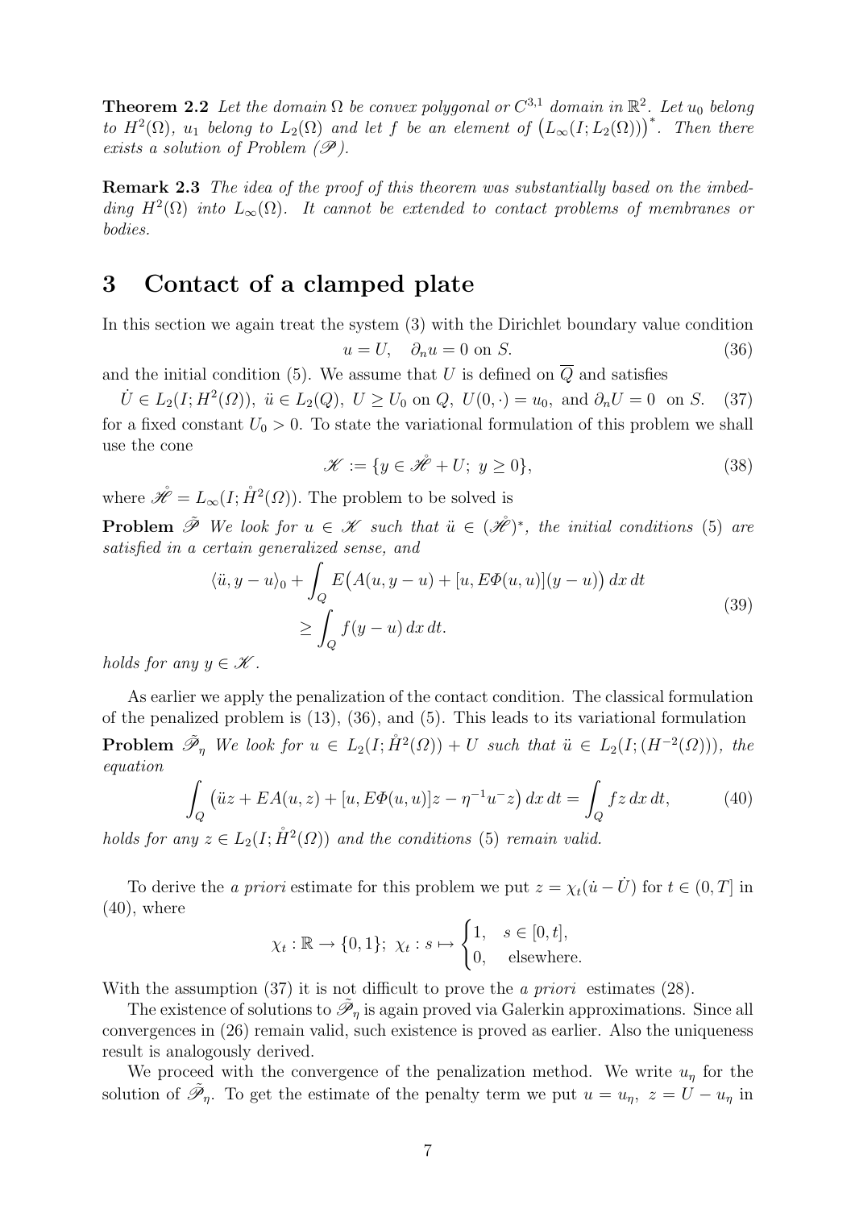**Theorem 2.2** *Let the domain $\Omega$ be convex polygonal or $C^{3,1}$ domain in $\mathbb{R}^2$. Let $u_0$ belong to $H^2(\Omega)$, $u_1$ belong to $L_2(\Omega)$ and let $f$ be an element of $\big(L_\infty(I; L_2(\Omega))\big)^*$. Then there exists a solution of Problem ($\mathscr{P}$).*

**Remark 2.3** *The idea of the proof of this theorem was substantially based on the imbedding $H^2(\Omega)$ into $L_\infty(\Omega)$. It cannot be extended to contact problems of membranes or bodies.*

# 3 Contact of a clamped plate

In this section we again treat the system (3) with the Dirichlet boundary value condition

$$u = U, \quad \partial_n u = 0 \text{ on } S. \tag{36}$$

and the initial condition (5). We assume that $U$ is defined on $\overline{Q}$ and satisfies

$$\dot{U} \in L_2(I; H^2(\Omega)),\ \ddot{u} \in L_2(Q),\ U \geq U_0 \text{ on } Q,\ U(0,\cdot) = u_0, \text{ and } \partial_n U = 0 \text{ on } S. \tag{37}$$

for a fixed constant $U_0 > 0$. To state the variational formulation of this problem we shall use the cone

$$\mathscr{K} := \{y \in \mathring{\mathscr{H}} + U;\ y \geq 0\}, \tag{38}$$

where $\mathring{\mathscr{H}} = L_\infty(I; \mathring{H}^2(\Omega))$. The problem to be solved is

**Problem** $\tilde{\mathscr{P}}$ *We look for $u \in \mathscr{K}$ such that $\ddot{u} \in (\mathring{\mathscr{H}})^*$, the initial conditions (5) are satisfied in a certain generalized sense, and*

$$\begin{aligned}\langle \ddot{u}, y - u\rangle_0 + \int_Q E\big(A(u, y-u) + [u, E\Phi(u,u)](y-u)\big)\,dx\,dt \\ \geq \int_Q f(y-u)\,dx\,dt.\end{aligned} \tag{39}$$

*holds for any $y \in \mathscr{K}$.*

As earlier we apply the penalization of the contact condition. The classical formulation of the penalized problem is (13), (36), and (5). This leads to its variational formulation

**Problem** $\tilde{\mathscr{P}}_\eta$ *We look for $u \in L_2(I; \mathring{H}^2(\Omega)) + U$ such that $\ddot{u} \in L_2(I; (H^{-2}(\Omega)))$, the equation*

$$\int_Q \big(\ddot{u}z + EA(u,z) + [u, E\Phi(u,u)]z - \eta^{-1}u^- z\big)\,dx\,dt = \int_Q fz\,dx\,dt, \tag{40}$$

*holds for any $z \in L_2(I; \mathring{H}^2(\Omega))$ and the conditions (5) remain valid.*

To derive the *a priori* estimate for this problem we put $z = \chi_t(\dot{u} - \dot{U})$ for $t \in (0, T]$ in (40), where

$$\chi_t : \mathbb{R} \to \{0,1\};\ \chi_t : s \mapsto \begin{cases} 1, & s \in [0,t], \\ 0, & \text{elsewhere.} \end{cases}$$

With the assumption (37) it is not difficult to prove the *a priori* estimates (28).

The existence of solutions to $\tilde{\mathscr{P}}_\eta$ is again proved via Galerkin approximations. Since all convergences in (26) remain valid, such existence is proved as earlier. Also the uniqueness result is analogously derived.

We proceed with the convergence of the penalization method. We write $u_\eta$ for the solution of $\tilde{\mathscr{P}}_\eta$. To get the estimate of the penalty term we put $u = u_\eta,\ z = U - u_\eta$ in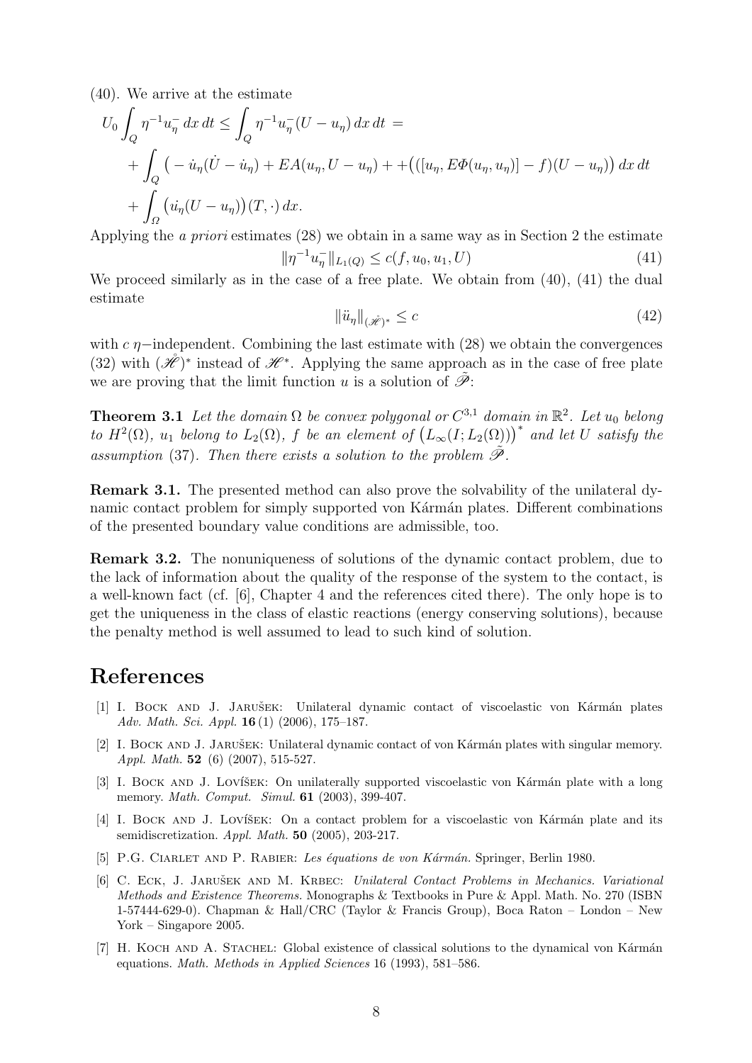(40). We arrive at the estimate

$$
\begin{aligned}
U_0 \int_Q \eta^{-1} u_\eta^- \, dx \, dt &\le \int_Q \eta^{-1} u_\eta^- (U - u_\eta) \, dx \, dt = \\
&+ \int_Q \big( - \dot{u}_\eta (\dot{U} - \dot{u}_\eta) + EA(u_\eta, U - u_\eta) + + \big( ([u_\eta, E\Phi(u_\eta, u_\eta)] - f)(U - u_\eta) \big) \, dx \, dt \\
&+ \int_\Omega \big( \dot{u_\eta} (U - u_\eta) \big)(T, \cdot) \, dx.
\end{aligned}
$$

Applying the *a priori* estimates (28) we obtain in a same way as in Section 2 the estimate

$$
\|\eta^{-1} u_\eta^-\|_{L_1(Q)} \le c(f, u_0, u_1, U) \tag{41}
$$

We proceed similarly as in the case of a free plate. We obtain from (40), (41) the dual estimate

$$
\|\ddot{u}_\eta\|_{(\mathring{\mathscr{H}})^*} \le c \tag{42}
$$

with $c$ $\eta-$independent. Combining the last estimate with (28) we obtain the convergences (32) with $(\mathring{\mathscr{H}})^*$ instead of $\mathscr{H}^*$. Applying the same approach as in the case of free plate we are proving that the limit function $u$ is a solution of $\tilde{\mathscr{P}}$:

**Theorem 3.1** *Let the domain $\Omega$ be convex polygonal or $C^{3,1}$ domain in $\mathbb{R}^2$. Let $u_0$ belong to $H^2(\Omega)$, $u_1$ belong to $L_2(\Omega)$, $f$ be an element of $\big(L_\infty(I; L_2(\Omega))\big)^*$ and let $U$ satisfy the assumption* (37). *Then there exists a solution to the problem $\tilde{\mathscr{P}}$.*

**Remark 3.1.** The presented method can also prove the solvability of the unilateral dynamic contact problem for simply supported von Kármán plates. Different combinations of the presented boundary value conditions are admissible, too.

**Remark 3.2.** The nonuniqueness of solutions of the dynamic contact problem, due to the lack of information about the quality of the response of the system to the contact, is a well-known fact (cf. [6], Chapter 4 and the references cited there). The only hope is to get the uniqueness in the class of elastic reactions (energy conserving solutions), because the penalty method is well assumed to lead to such kind of solution.

# References

[1] I. Bock and J. Jarušek: Unilateral dynamic contact of viscoelastic von Kármán plates *Adv. Math. Sci. Appl.* **16** (1) (2006), 175–187.

[2] I. Bock and J. Jarušek: Unilateral dynamic contact of von Kármán plates with singular memory. *Appl. Math.* **52** (6) (2007), 515-527.

[3] I. Bock and J. Lovíšek: On unilaterally supported viscoelastic von Kármán plate with a long memory. *Math. Comput. Simul.* **61** (2003), 399-407.

[4] I. Bock and J. Lovíšek: On a contact problem for a viscoelastic von Kármán plate and its semidiscretization. *Appl. Math.* **50** (2005), 203-217.

[5] P.G. Ciarlet and P. Rabier: *Les équations de von Kármán.* Springer, Berlin 1980.

[6] C. Eck, J. Jarušek and M. Krbec: *Unilateral Contact Problems in Mechanics. Variational Methods and Existence Theorems.* Monographs & Textbooks in Pure & Appl. Math. No. 270 (ISBN 1-57444-629-0). Chapman & Hall/CRC (Taylor & Francis Group), Boca Raton – London – New York – Singapore 2005.

[7] H. Koch and A. Stachel: Global existence of classical solutions to the dynamical von Kármán equations. *Math. Methods in Applied Sciences* 16 (1993), 581–586.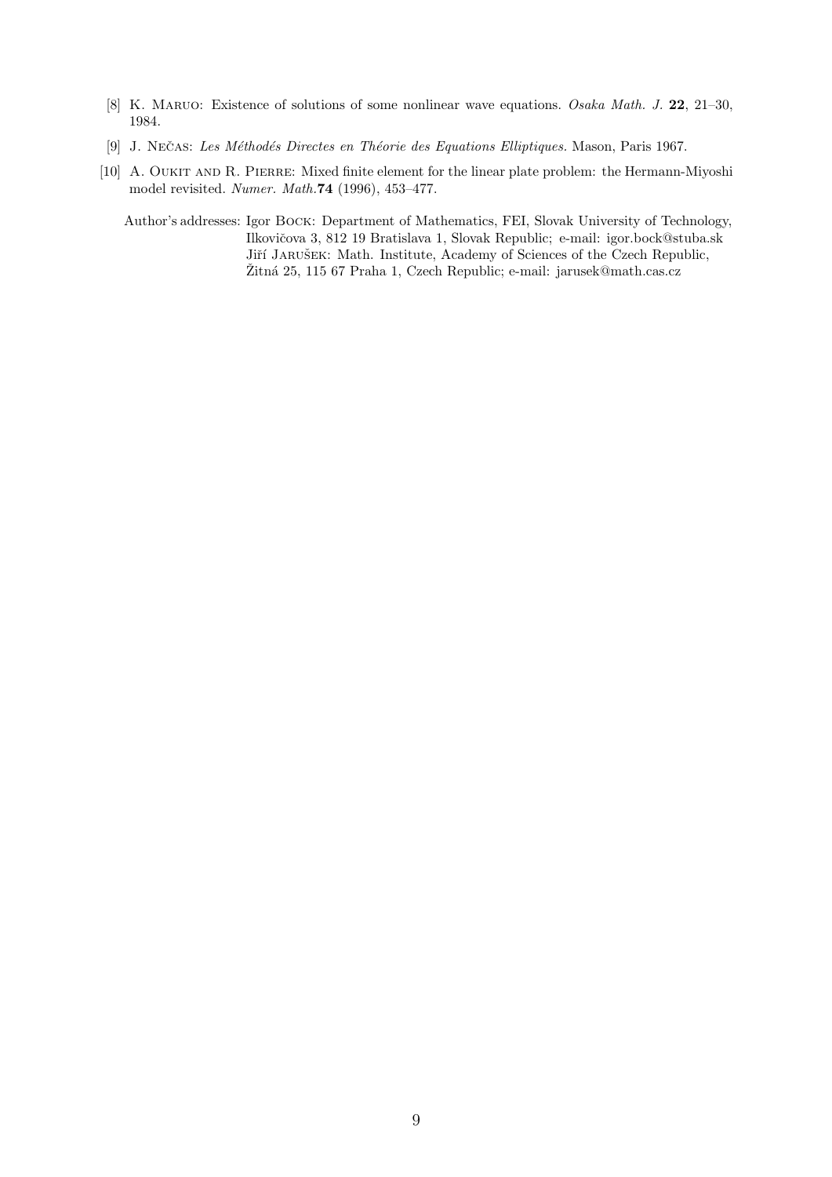[8] K. Maruo: Existence of solutions of some nonlinear wave equations. *Osaka Math. J.* **22**, 21–30, 1984.

[9] J. Nečas: *Les Méthodés Directes en Théorie des Equations Elliptiques.* Mason, Paris 1967.

[10] A. Oukit and R. Pierre: Mixed finite element for the linear plate problem: the Hermann-Miyoshi model revisited. *Numer. Math.***74** (1996), 453–477.

Author's addresses: Igor Bock: Department of Mathematics, FEI, Slovak University of Technology, Ilkovičova 3, 812 19 Bratislava 1, Slovak Republic; e-mail: igor.bock@stuba.sk
Jiří Jarušek: Math. Institute, Academy of Sciences of the Czech Republic, Žitná 25, 115 67 Praha 1, Czech Republic; e-mail: jarusek@math.cas.cz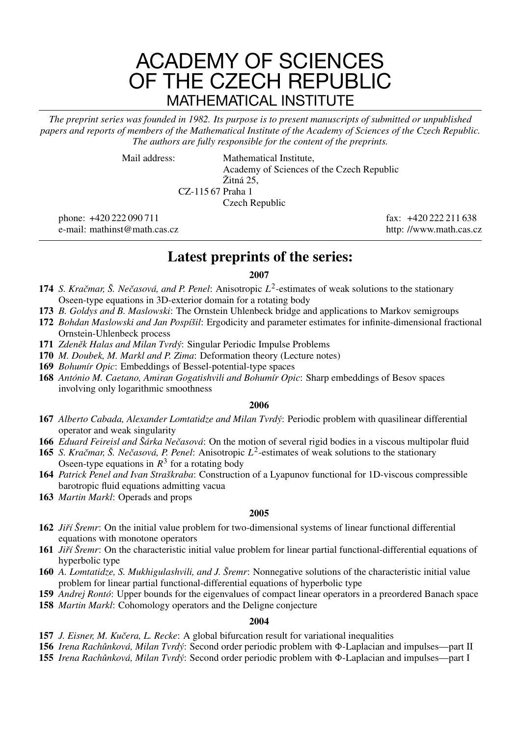# ACADEMY OF SCIENCES OF THE CZECH REPUBLIC
## MATHEMATICAL INSTITUTE

*The preprint series was founded in 1982. Its purpose is to present manuscripts of submitted or unpublished papers and reports of members of the Mathematical Institute of the Academy of Sciences of the Czech Republic. The authors are fully responsible for the content of the preprints.*

Mail address: Mathematical Institute,
Academy of Sciences of the Czech Republic
Žitná 25,
CZ-115 67 Praha 1
Czech Republic

phone: +420 222 090 711
e-mail: mathinst@math.cas.cz

fax: +420 222 211 638
http: //www.math.cas.cz

## Latest preprints of the series:

**2007**

**174** *S. Kračmar, Š. Nečasová, and P. Penel*: Anisotropic $L^2$-estimates of weak solutions to the stationary Oseen-type equations in 3D-exterior domain for a rotating body

**173** *B. Goldys and B. Maslowski*: The Ornstein Uhlenbeck bridge and applications to Markov semigroups

**172** *Bohdan Maslowski and Jan Pospíšil*: Ergodicity and parameter estimates for infinite-dimensional fractional Ornstein-Uhlenbeck process

**171** *Zdeněk Halas and Milan Tvrdý*: Singular Periodic Impulse Problems

**170** *M. Doubek, M. Markl and P. Zima*: Deformation theory (Lecture notes)

**169** *Bohumír Opic*: Embeddings of Bessel-potential-type spaces

**168** *António M. Caetano, Amiran Gogatishvili and Bohumír Opic*: Sharp embeddings of Besov spaces involving only logarithmic smoothness

**2006**

**167** *Alberto Cabada, Alexander Lomtatidze and Milan Tvrdý*: Periodic problem with quasilinear differential operator and weak singularity

**166** *Eduard Feireisl and Šárka Nečasová*: On the motion of several rigid bodies in a viscous multipolar fluid

**165** *S. Kračmar, Š. Nečasová, P. Penel*: Anisotropic $L^2$-estimates of weak solutions to the stationary Oseen-type equations in $R^3$ for a rotating body

**164** *Patrick Penel and Ivan Straškraba*: Construction of a Lyapunov functional for 1D-viscous compressible barotropic fluid equations admitting vacua

**163** *Martin Markl*: Operads and props

**2005**

**162** *Jiří Šremr*: On the initial value problem for two-dimensional systems of linear functional differential equations with monotone operators

**161** *Jiří Šremr*: On the characteristic initial value problem for linear partial functional-differential equations of hyperbolic type

**160** *A. Lomtatidze, S. Mukhigulashvili, and J. Šremr*: Nonnegative solutions of the characteristic initial value problem for linear partial functional-differential equations of hyperbolic type

**159** *Andrej Rontó*: Upper bounds for the eigenvalues of compact linear operators in a preordered Banach space

**158** *Martin Markl*: Cohomology operators and the Deligne conjecture

**2004**

**157** *J. Eisner, M. Kučera, L. Recke*: A global bifurcation result for variational inequalities

**156** *Irena Rachůnková, Milan Tvrdý*: Second order periodic problem with $\Phi$-Laplacian and impulses—part II

**155** *Irena Rachůnková, Milan Tvrdý*: Second order periodic problem with $\Phi$-Laplacian and impulses—part I